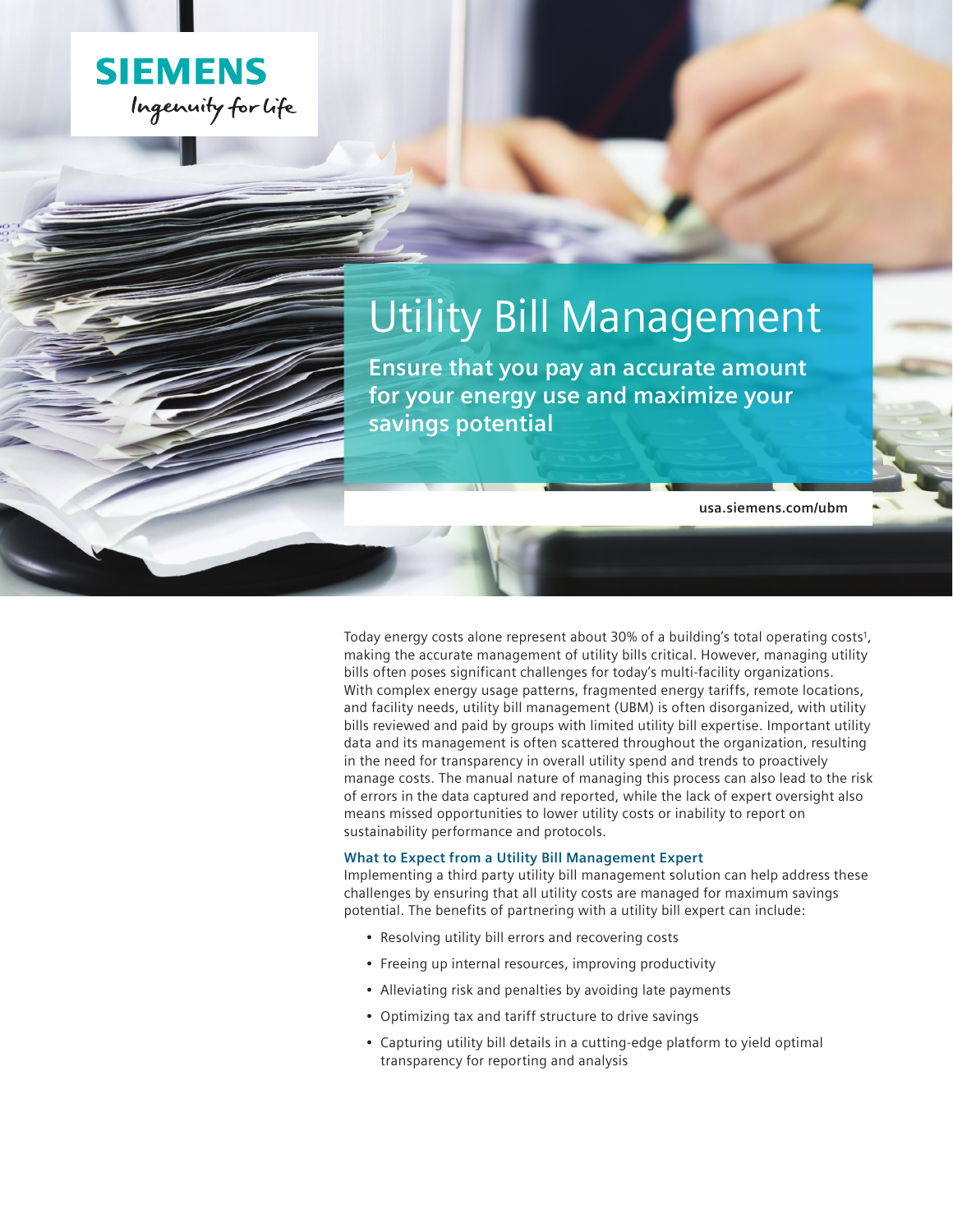SIEMENS

Ingenuity for life

# Utility Bill Management

**Ensure that you pay an accurate amount for your energy use and maximize your savings potential**

usa.siemens.com/ubm

Today energy costs alone represent about 30% of a building's total operating costs[1], making the accurate management of utility bills critical. However, managing utility bills often poses significant challenges for today's multi-facility organizations. With complex energy usage patterns, fragmented energy tariffs, remote locations, and facility needs, utility bill management (UBM) is often disorganized, with utility bills reviewed and paid by groups with limited utility bill expertise. Important utility data and its management is often scattered throughout the organization, resulting in the need for transparency in overall utility spend and trends to proactively manage costs. The manual nature of managing this process can also lead to the risk of errors in the data captured and reported, while the lack of expert oversight also means missed opportunities to lower utility costs or inability to report on sustainability performance and protocols.

### What to Expect from a Utility Bill Management Expert

Implementing a third party utility bill management solution can help address these challenges by ensuring that all utility costs are managed for maximum savings potential. The benefits of partnering with a utility bill expert can include:

- Resolving utility bill errors and recovering costs
- Freeing up internal resources, improving productivity
- Alleviating risk and penalties by avoiding late payments
- Optimizing tax and tariff structure to drive savings
- Capturing utility bill details in a cutting-edge platform to yield optimal transparency for reporting and analysis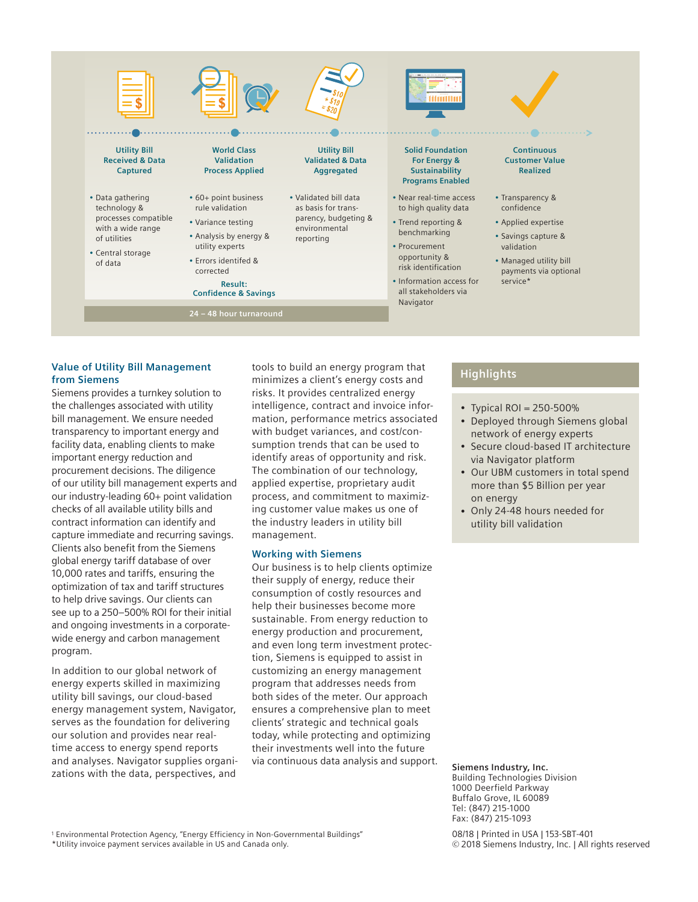**Utility Bill Received & Data Captured**

- Data gathering technology & processes compatible with a wide range of utilities
- Central storage of data

**World Class Validation Process Applied**

- 60+ point business rule validation
- Variance testing
- Analysis by energy & utility experts
- Errors identifed & corrected

**Result: Confidence & Savings**

**Utility Bill Validated & Data Aggregated**

- Validated bill data as basis for transparency, budgeting & environmental reporting

24 – 48 hour turnaround

**Solid Foundation For Energy & Sustainability Programs Enabled**

- Near real-time access to high quality data
- Trend reporting & benchmarking
- Procurement opportunity & risk identification
- Information access for all stakeholders via Navigator

**Continuous Customer Value Realized**

- Transparency & confidence
- Applied expertise
- Savings capture & validation
- Managed utility bill payments via optional service*

## Value of Utility Bill Management from Siemens

Siemens provides a turnkey solution to the challenges associated with utility bill management. We ensure needed transparency to important energy and facility data, enabling clients to make important energy reduction and procurement decisions. The diligence of our utility bill management experts and our industry-leading 60+ point validation checks of all available utility bills and contract information can identify and capture immediate and recurring savings. Clients also benefit from the Siemens global energy tariff database of over 10,000 rates and tariffs, ensuring the optimization of tax and tariff structures to help drive savings. Our clients can see up to a 250–500% ROI for their initial and ongoing investments in a corporate-wide energy and carbon management program.

In addition to our global network of energy experts skilled in maximizing utility bill savings, our cloud-based energy management system, Navigator, serves as the foundation for delivering our solution and provides near real-time access to energy spend reports and analyses. Navigator supplies organizations with the data, perspectives, and tools to build an energy program that minimizes a client's energy costs and risks. It provides centralized energy intelligence, contract and invoice information, performance metrics associated with budget variances, and cost/consumption trends that can be used to identify areas of opportunity and risk. The combination of our technology, applied expertise, proprietary audit process, and commitment to maximizing customer value makes us one of the industry leaders in utility bill management.

## Working with Siemens

Our business is to help clients optimize their supply of energy, reduce their consumption of costly resources and help their businesses become more sustainable. From energy reduction to energy production and procurement, and even long term investment protection, Siemens is equipped to assist in customizing an energy management program that addresses needs from both sides of the meter. Our approach ensures a comprehensive plan to meet clients' strategic and technical goals today, while protecting and optimizing their investments well into the future via continuous data analysis and support.

## Highlights

- Typical ROI = 250-500%
- Deployed through Siemens global network of energy experts
- Secure cloud-based IT architecture via Navigator platform
- Our UBM customers in total spend more than $5 Billion per year on energy
- Only 24-48 hours needed for utility bill validation

**Siemens Industry, Inc.**
Building Technologies Division
1000 Deerfield Parkway
Buffalo Grove, IL 60089
Tel: (847) 215-1000
Fax: (847) 215-1093

08/18 | Printed in USA | 153-SBT-401
© 2018 Siemens Industry, Inc. | All rights reserved

[1] Environmental Protection Agency, "Energy Efficiency in Non-Governmental Buildings"
*Utility invoice payment services available in US and Canada only.